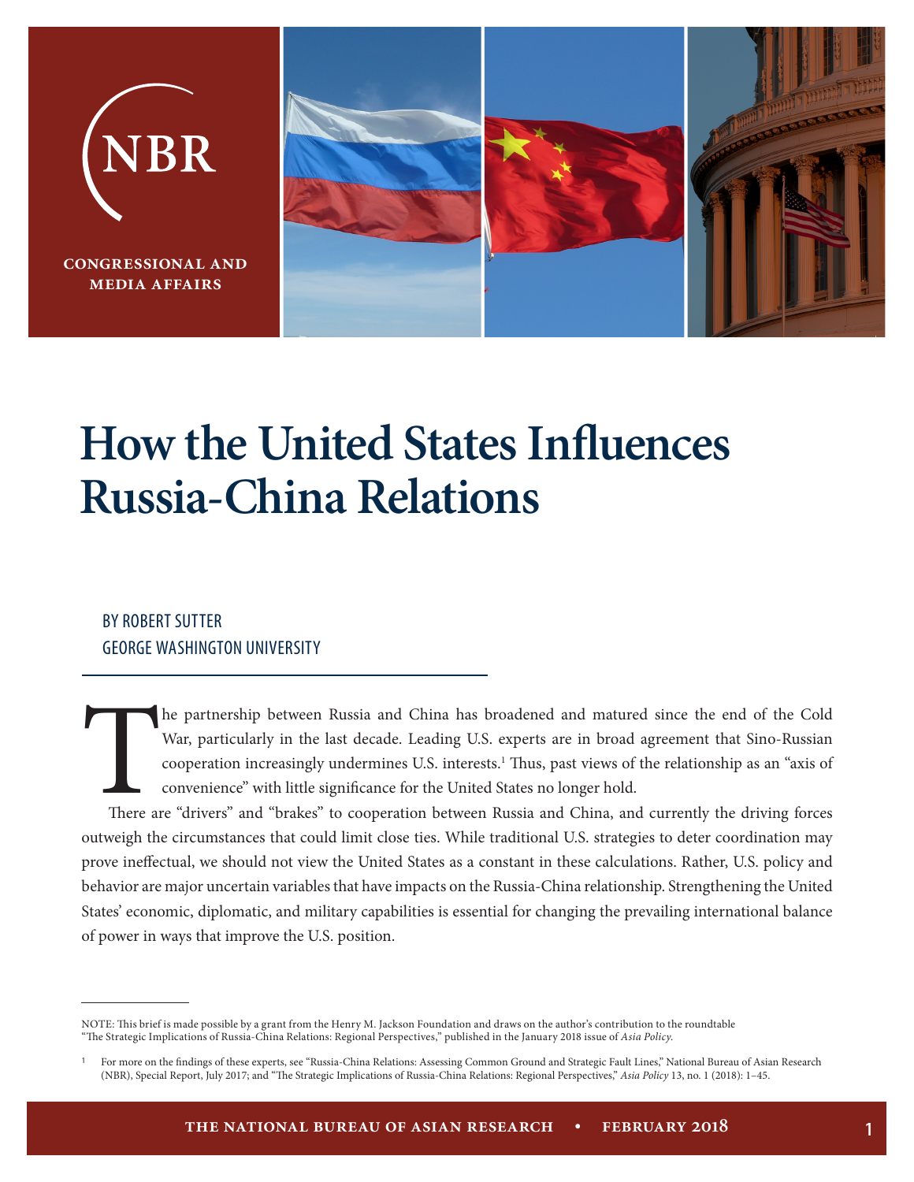NBR

CONGRESSIONAL AND MEDIA AFFAIRS

# How the United States Influences Russia-China Relations

BY ROBERT SUTTER
GEORGE WASHINGTON UNIVERSITY

The partnership between Russia and China has broadened and matured since the end of the Cold War, particularly in the last decade. Leading U.S. experts are in broad agreement that Sino-Russian cooperation increasingly undermines U.S. interests.[1] Thus, past views of the relationship as an "axis of convenience" with little significance for the United States no longer hold.

There are "drivers" and "brakes" to cooperation between Russia and China, and currently the driving forces outweigh the circumstances that could limit close ties. While traditional U.S. strategies to deter coordination may prove ineffectual, we should not view the United States as a constant in these calculations. Rather, U.S. policy and behavior are major uncertain variables that have impacts on the Russia-China relationship. Strengthening the United States' economic, diplomatic, and military capabilities is essential for changing the prevailing international balance of power in ways that improve the U.S. position.

---

NOTE: This brief is made possible by a grant from the Henry M. Jackson Foundation and draws on the author's contribution to the roundtable "The Strategic Implications of Russia-China Relations: Regional Perspectives," published in the January 2018 issue of *Asia Policy.*

[1] For more on the findings of these experts, see "Russia-China Relations: Assessing Common Ground and Strategic Fault Lines," National Bureau of Asian Research (NBR), Special Report, July 2017; and "The Strategic Implications of Russia-China Relations: Regional Perspectives," *Asia Policy* 13, no. 1 (2018): 1–45.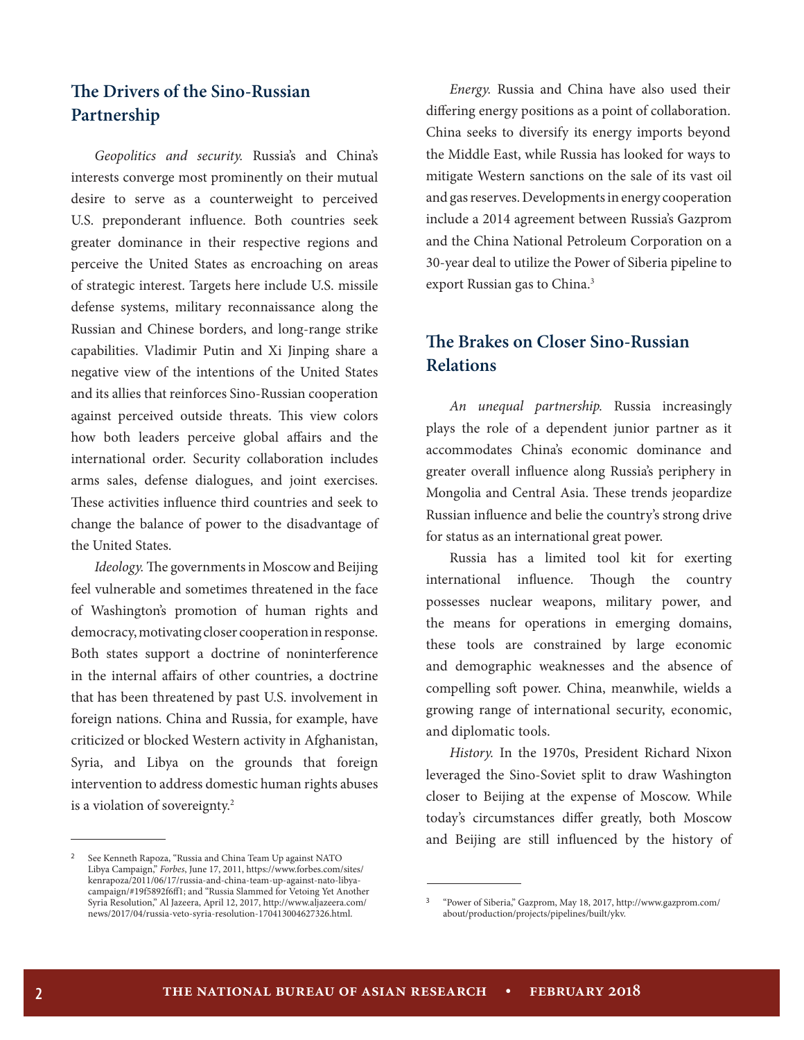## The Drivers of the Sino-Russian Partnership

*Geopolitics and security.* Russia's and China's interests converge most prominently on their mutual desire to serve as a counterweight to perceived U.S. preponderant influence. Both countries seek greater dominance in their respective regions and perceive the United States as encroaching on areas of strategic interest. Targets here include U.S. missile defense systems, military reconnaissance along the Russian and Chinese borders, and long-range strike capabilities. Vladimir Putin and Xi Jinping share a negative view of the intentions of the United States and its allies that reinforces Sino-Russian cooperation against perceived outside threats. This view colors how both leaders perceive global affairs and the international order. Security collaboration includes arms sales, defense dialogues, and joint exercises. These activities influence third countries and seek to change the balance of power to the disadvantage of the United States.

*Ideology.* The governments in Moscow and Beijing feel vulnerable and sometimes threatened in the face of Washington's promotion of human rights and democracy, motivating closer cooperation in response. Both states support a doctrine of noninterference in the internal affairs of other countries, a doctrine that has been threatened by past U.S. involvement in foreign nations. China and Russia, for example, have criticized or blocked Western activity in Afghanistan, Syria, and Libya on the grounds that foreign intervention to address domestic human rights abuses is a violation of sovereignty.[2]

*Energy.* Russia and China have also used their differing energy positions as a point of collaboration. China seeks to diversify its energy imports beyond the Middle East, while Russia has looked for ways to mitigate Western sanctions on the sale of its vast oil and gas reserves. Developments in energy cooperation include a 2014 agreement between Russia's Gazprom and the China National Petroleum Corporation on a 30-year deal to utilize the Power of Siberia pipeline to export Russian gas to China.[3]

## The Brakes on Closer Sino-Russian Relations

*An unequal partnership.* Russia increasingly plays the role of a dependent junior partner as it accommodates China's economic dominance and greater overall influence along Russia's periphery in Mongolia and Central Asia. These trends jeopardize Russian influence and belie the country's strong drive for status as an international great power.

Russia has a limited tool kit for exerting international influence. Though the country possesses nuclear weapons, military power, and the means for operations in emerging domains, these tools are constrained by large economic and demographic weaknesses and the absence of compelling soft power. China, meanwhile, wields a growing range of international security, economic, and diplomatic tools.

*History.* In the 1970s, President Richard Nixon leveraged the Sino-Soviet split to draw Washington closer to Beijing at the expense of Moscow. While today's circumstances differ greatly, both Moscow and Beijing are still influenced by the history of

---

[2] See Kenneth Rapoza, "Russia and China Team Up against NATO Libya Campaign," *Forbes*, June 17, 2011, https://www.forbes.com/sites/kenrapoza/2011/06/17/russia-and-china-team-up-against-nato-libya-campaign/#19f5892f6ff1; and "Russia Slammed for Vetoing Yet Another Syria Resolution," Al Jazeera, April 12, 2017, http://www.aljazeera.com/news/2017/04/russia-veto-syria-resolution-170413004627326.html.

[3] "Power of Siberia," Gazprom, May 18, 2017, http://www.gazprom.com/about/production/projects/pipelines/built/ykv.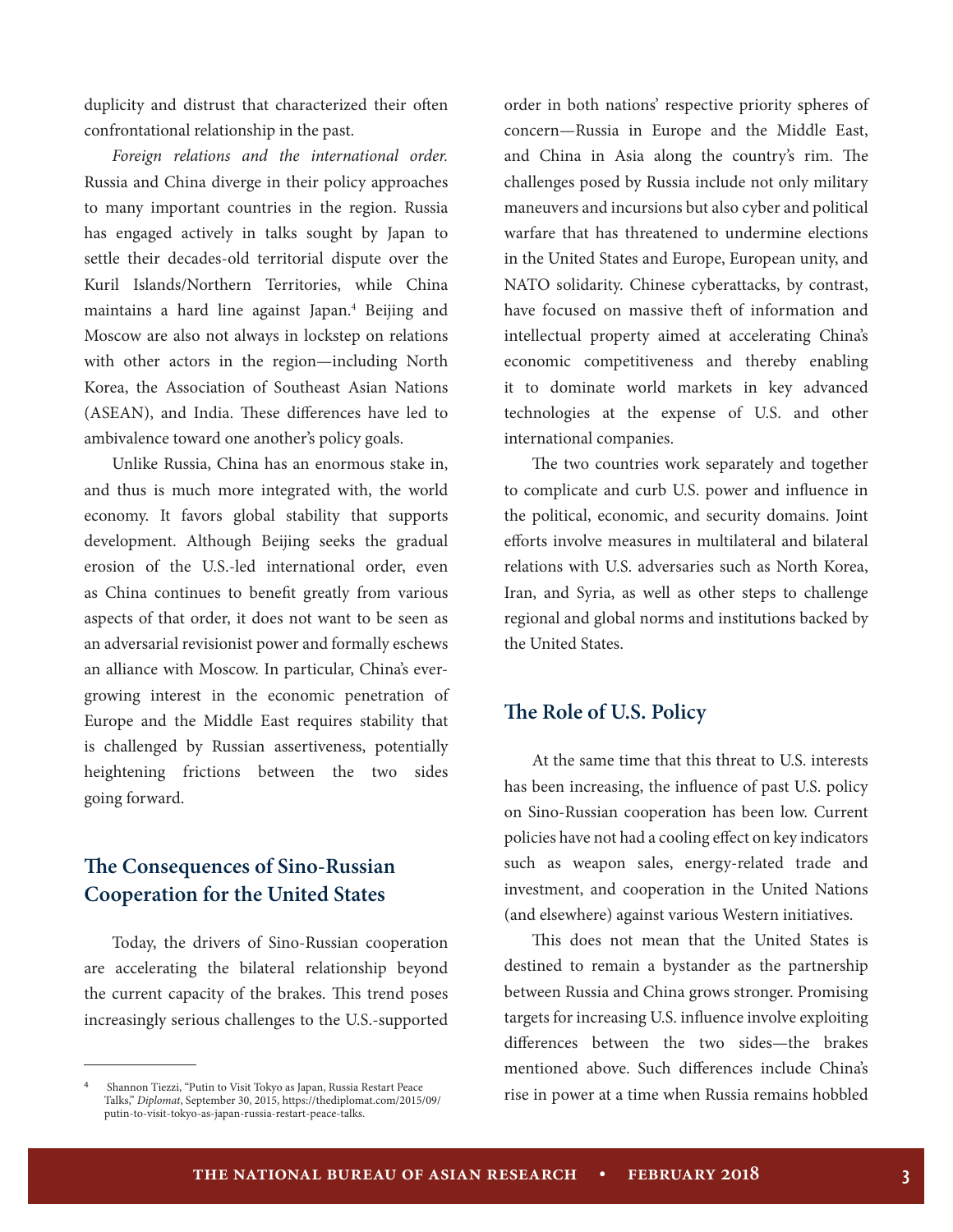duplicity and distrust that characterized their often confrontational relationship in the past.

*Foreign relations and the international order.* Russia and China diverge in their policy approaches to many important countries in the region. Russia has engaged actively in talks sought by Japan to settle their decades-old territorial dispute over the Kuril Islands/Northern Territories, while China maintains a hard line against Japan.[4] Beijing and Moscow are also not always in lockstep on relations with other actors in the region—including North Korea, the Association of Southeast Asian Nations (ASEAN), and India. These differences have led to ambivalence toward one another's policy goals.

Unlike Russia, China has an enormous stake in, and thus is much more integrated with, the world economy. It favors global stability that supports development. Although Beijing seeks the gradual erosion of the U.S.-led international order, even as China continues to benefit greatly from various aspects of that order, it does not want to be seen as an adversarial revisionist power and formally eschews an alliance with Moscow. In particular, China's ever-growing interest in the economic penetration of Europe and the Middle East requires stability that is challenged by Russian assertiveness, potentially heightening frictions between the two sides going forward.

## The Consequences of Sino-Russian Cooperation for the United States

Today, the drivers of Sino-Russian cooperation are accelerating the bilateral relationship beyond the current capacity of the brakes. This trend poses increasingly serious challenges to the U.S.-supported order in both nations' respective priority spheres of concern—Russia in Europe and the Middle East, and China in Asia along the country's rim. The challenges posed by Russia include not only military maneuvers and incursions but also cyber and political warfare that has threatened to undermine elections in the United States and Europe, European unity, and NATO solidarity. Chinese cyberattacks, by contrast, have focused on massive theft of information and intellectual property aimed at accelerating China's economic competitiveness and thereby enabling it to dominate world markets in key advanced technologies at the expense of U.S. and other international companies.

The two countries work separately and together to complicate and curb U.S. power and influence in the political, economic, and security domains. Joint efforts involve measures in multilateral and bilateral relations with U.S. adversaries such as North Korea, Iran, and Syria, as well as other steps to challenge regional and global norms and institutions backed by the United States.

## The Role of U.S. Policy

At the same time that this threat to U.S. interests has been increasing, the influence of past U.S. policy on Sino-Russian cooperation has been low. Current policies have not had a cooling effect on key indicators such as weapon sales, energy-related trade and investment, and cooperation in the United Nations (and elsewhere) against various Western initiatives.

This does not mean that the United States is destined to remain a bystander as the partnership between Russia and China grows stronger. Promising targets for increasing U.S. influence involve exploiting differences between the two sides—the brakes mentioned above. Such differences include China's rise in power at a time when Russia remains hobbled

---

[4] Shannon Tiezzi, "Putin to Visit Tokyo as Japan, Russia Restart Peace Talks," *Diplomat*, September 30, 2015, https://thediplomat.com/2015/09/putin-to-visit-tokyo-as-japan-russia-restart-peace-talks.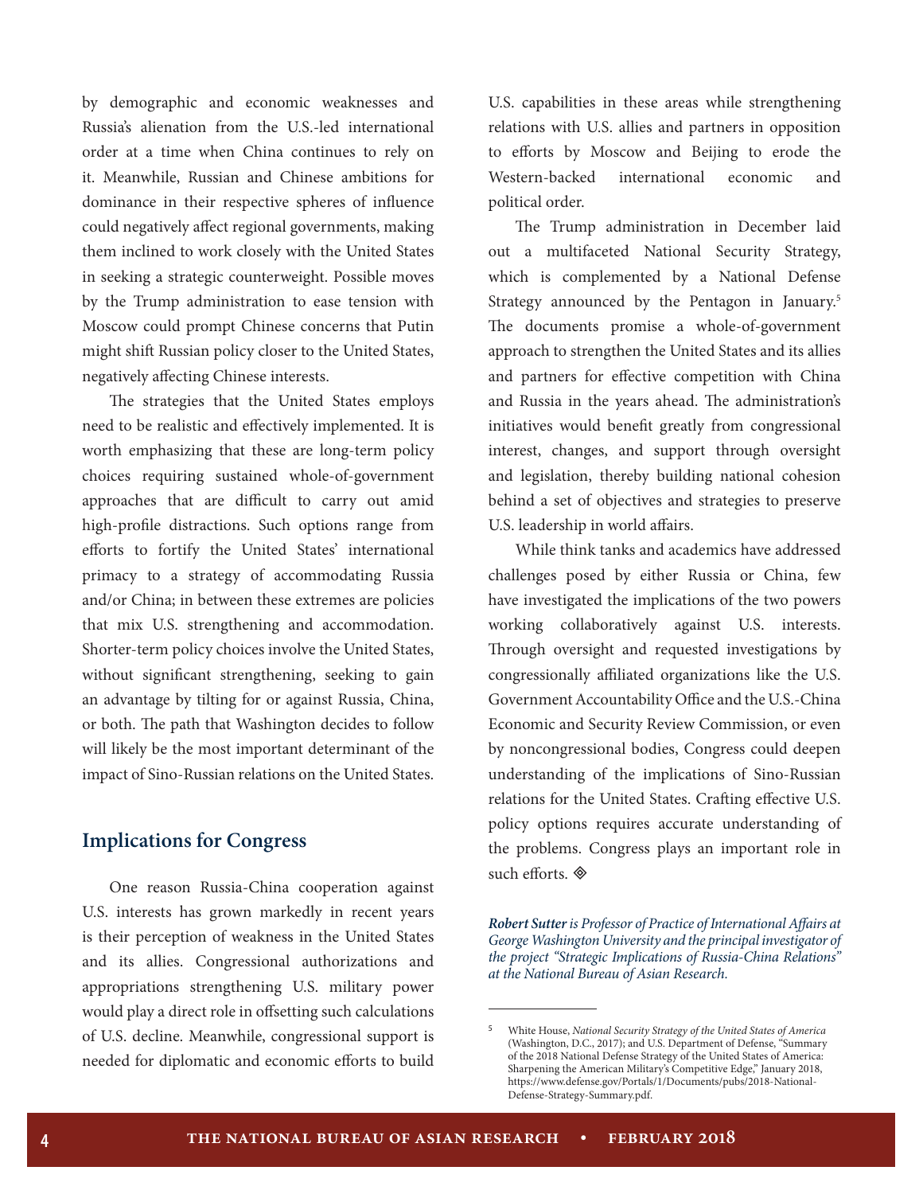by demographic and economic weaknesses and Russia's alienation from the U.S.-led international order at a time when China continues to rely on it. Meanwhile, Russian and Chinese ambitions for dominance in their respective spheres of influence could negatively affect regional governments, making them inclined to work closely with the United States in seeking a strategic counterweight. Possible moves by the Trump administration to ease tension with Moscow could prompt Chinese concerns that Putin might shift Russian policy closer to the United States, negatively affecting Chinese interests.

The strategies that the United States employs need to be realistic and effectively implemented. It is worth emphasizing that these are long-term policy choices requiring sustained whole-of-government approaches that are difficult to carry out amid high-profile distractions. Such options range from efforts to fortify the United States' international primacy to a strategy of accommodating Russia and/or China; in between these extremes are policies that mix U.S. strengthening and accommodation. Shorter-term policy choices involve the United States, without significant strengthening, seeking to gain an advantage by tilting for or against Russia, China, or both. The path that Washington decides to follow will likely be the most important determinant of the impact of Sino-Russian relations on the United States.

## Implications for Congress

One reason Russia-China cooperation against U.S. interests has grown markedly in recent years is their perception of weakness in the United States and its allies. Congressional authorizations and appropriations strengthening U.S. military power would play a direct role in offsetting such calculations of U.S. decline. Meanwhile, congressional support is needed for diplomatic and economic efforts to build U.S. capabilities in these areas while strengthening relations with U.S. allies and partners in opposition to efforts by Moscow and Beijing to erode the Western-backed international economic and political order.

The Trump administration in December laid out a multifaceted National Security Strategy, which is complemented by a National Defense Strategy announced by the Pentagon in January.[5] The documents promise a whole-of-government approach to strengthen the United States and its allies and partners for effective competition with China and Russia in the years ahead. The administration's initiatives would benefit greatly from congressional interest, changes, and support through oversight and legislation, thereby building national cohesion behind a set of objectives and strategies to preserve U.S. leadership in world affairs.

While think tanks and academics have addressed challenges posed by either Russia or China, few have investigated the implications of the two powers working collaboratively against U.S. interests. Through oversight and requested investigations by congressionally affiliated organizations like the U.S. Government Accountability Office and the U.S.-China Economic and Security Review Commission, or even by noncongressional bodies, Congress could deepen understanding of the implications of Sino-Russian relations for the United States. Crafting effective U.S. policy options requires accurate understanding of the problems. Congress plays an important role in such efforts. ◈

***Robert Sutter** is Professor of Practice of International Affairs at George Washington University and the principal investigator of the project "Strategic Implications of Russia-China Relations" at the National Bureau of Asian Research.*

---

[5] White House, *National Security Strategy of the United States of America* (Washington, D.C., 2017); and U.S. Department of Defense, "Summary of the 2018 National Defense Strategy of the United States of America: Sharpening the American Military's Competitive Edge," January 2018, https://www.defense.gov/Portals/1/Documents/pubs/2018-National-Defense-Strategy-Summary.pdf.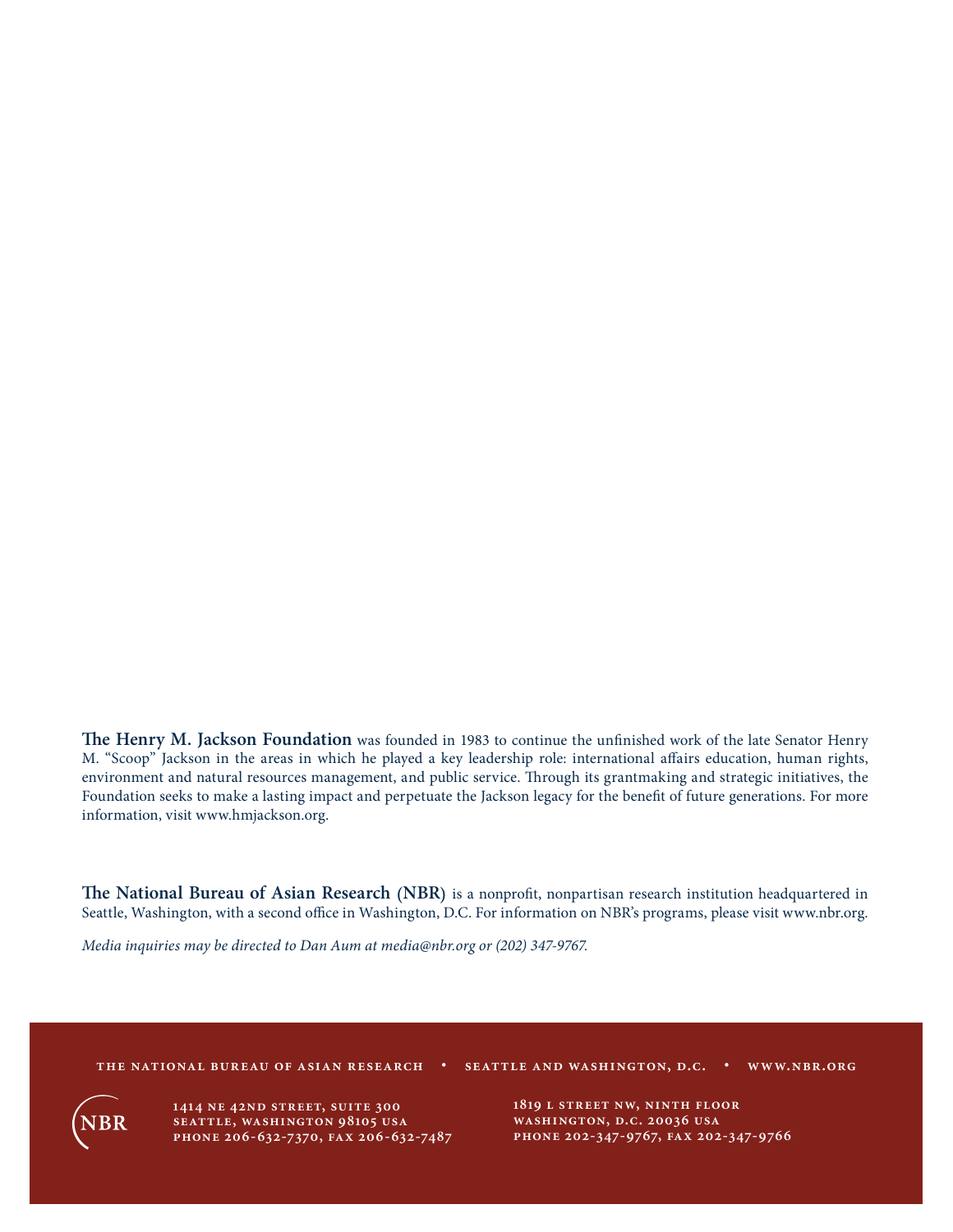**The Henry M. Jackson Foundation** was founded in 1983 to continue the unfinished work of the late Senator Henry M. "Scoop" Jackson in the areas in which he played a key leadership role: international affairs education, human rights, environment and natural resources management, and public service. Through its grantmaking and strategic initiatives, the Foundation seeks to make a lasting impact and perpetuate the Jackson legacy for the benefit of future generations. For more information, visit www.hmjackson.org.

**The National Bureau of Asian Research (NBR)** is a nonprofit, nonpartisan research institution headquartered in Seattle, Washington, with a second office in Washington, D.C. For information on NBR's programs, please visit www.nbr.org.

*Media inquiries may be directed to Dan Aum at media@nbr.org or (202) 347-9767.*

THE NATIONAL BUREAU OF ASIAN RESEARCH • SEATTLE AND WASHINGTON, D.C. • WWW.NBR.ORG

NBR

1414 NE 42ND STREET, SUITE 300
SEATTLE, WASHINGTON 98105 USA
PHONE 206-632-7370, FAX 206-632-7487

1819 L STREET NW, NINTH FLOOR
WASHINGTON, D.C. 20036 USA
PHONE 202-347-9767, FAX 202-347-9766